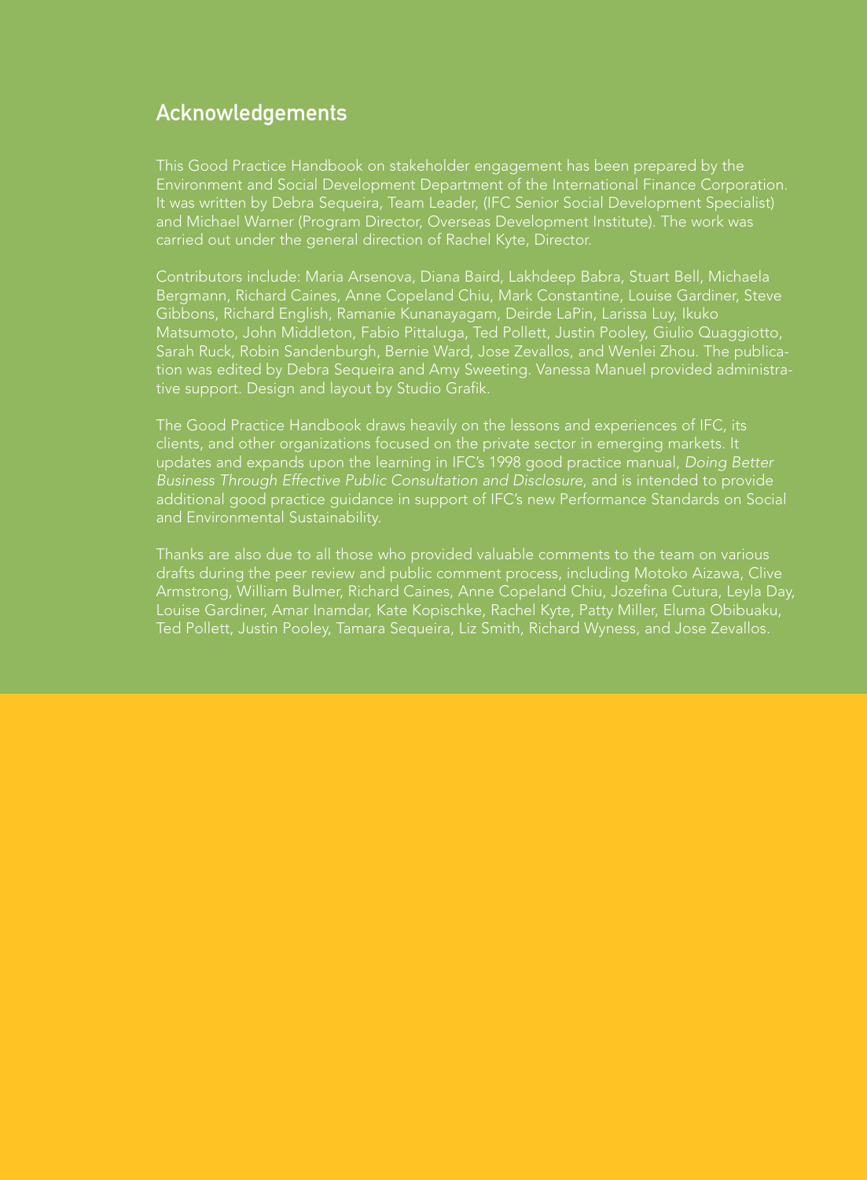## Acknowledgements

This Good Practice Handbook on stakeholder engagement has been prepared by the Environment and Social Development Department of the International Finance Corporation. It was written by Debra Sequeira, Team Leader, (IFC Senior Social Development Specialist) and Michael Warner (Program Director, Overseas Development Institute). The work was carried out under the general direction of Rachel Kyte, Director.

Contributors include: Maria Arsenova, Diana Baird, Lakhdeep Babra, Stuart Bell, Michaela Bergmann, Richard Caines, Anne Copeland Chiu, Mark Constantine, Louise Gardiner, Steve Gibbons, Richard English, Ramanie Kunanayagam, Deirde LaPin, Larissa Luy, Ikuko Matsumoto, John Middleton, Fabio Pittaluga, Ted Pollett, Justin Pooley, Giulio Quaggiotto, Sarah Ruck, Robin Sandenburgh, Bernie Ward, Jose Zevallos, and Wenlei Zhou. The publication was edited by Debra Sequeira and Amy Sweeting. Vanessa Manuel provided administrative support. Design and layout by Studio Grafik.

The Good Practice Handbook draws heavily on the lessons and experiences of IFC, its clients, and other organizations focused on the private sector in emerging markets. It updates and expands upon the learning in IFC's 1998 good practice manual, *Doing Better Business Through Effective Public Consultation and Disclosure*, and is intended to provide additional good practice guidance in support of IFC's new Performance Standards on Social and Environmental Sustainability.

Thanks are also due to all those who provided valuable comments to the team on various drafts during the peer review and public comment process, including Motoko Aizawa, Clive Armstrong, William Bulmer, Richard Caines, Anne Copeland Chiu, Jozefina Cutura, Leyla Day, Louise Gardiner, Amar Inamdar, Kate Kopischke, Rachel Kyte, Patty Miller, Eluma Obibuaku, Ted Pollett, Justin Pooley, Tamara Sequeira, Liz Smith, Richard Wyness, and Jose Zevallos.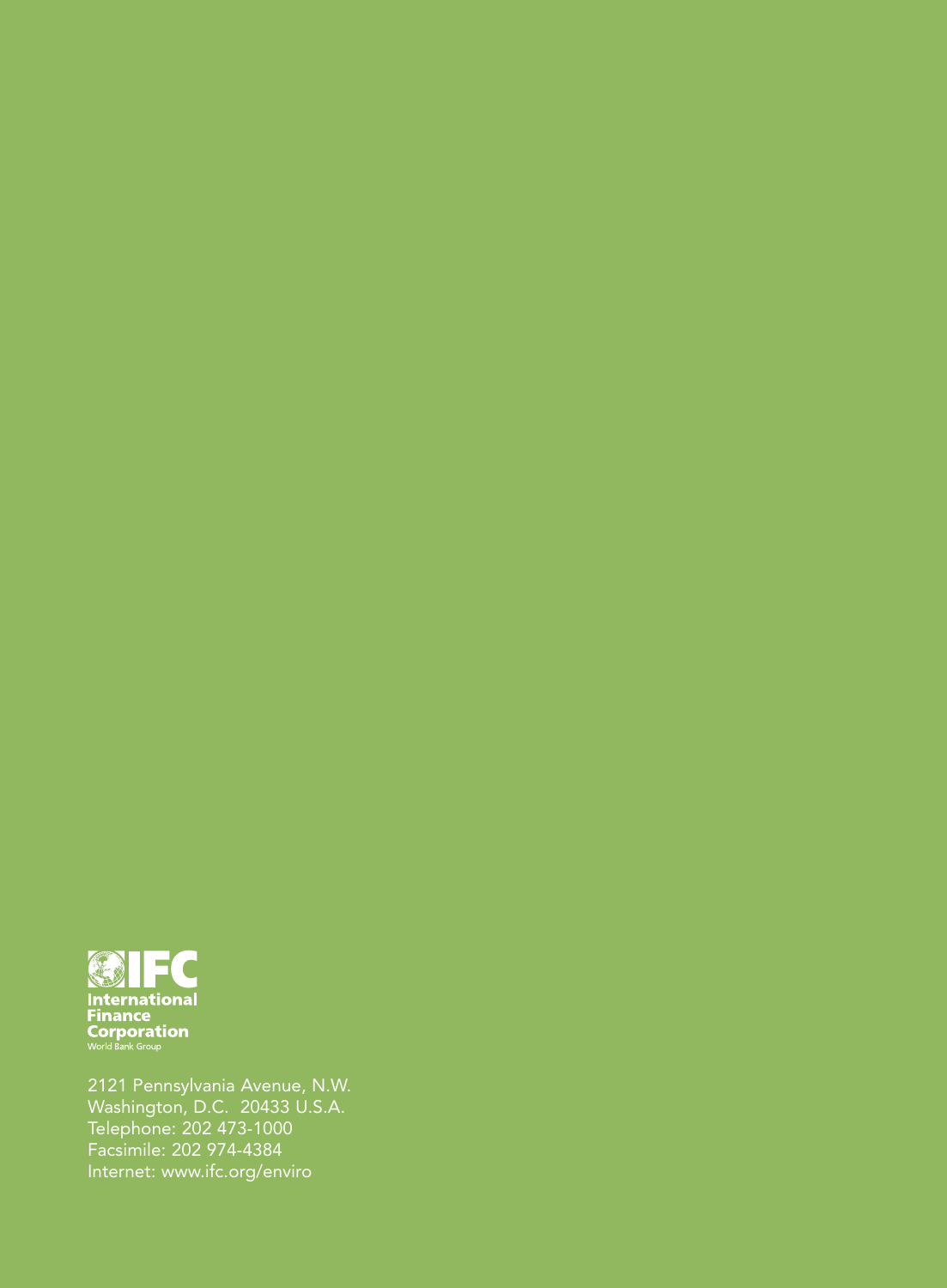IFC

International Finance Corporation

World Bank Group

2121 Pennsylvania Avenue, N.W.
Washington, D.C. 20433 U.S.A.
Telephone: 202 473-1000
Facsimile: 202 974-4384
Internet: www.ifc.org/enviro